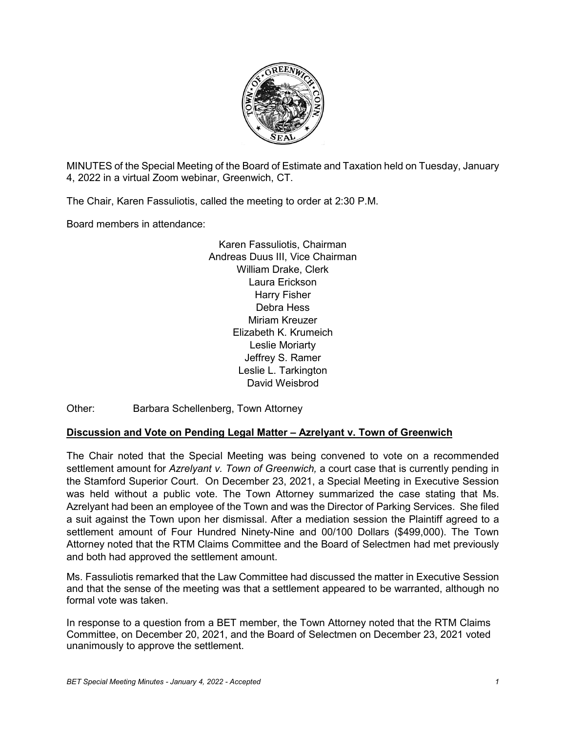MINUTES of the Special Meeting of the Board of Estimate and Taxation held on Tuesday, January 4, 2022 in a virtual Zoom webinar, Greenwich, CT.

The Chair, Karen Fassuliotis, called the meeting to order at 2:30 P.M.

Board members in attendance:

Karen Fassuliotis, Chairman
Andreas Duus III, Vice Chairman
William Drake, Clerk
Laura Erickson
Harry Fisher
Debra Hess
Miriam Kreuzer
Elizabeth K. Krumeich
Leslie Moriarty
Jeffrey S. Ramer
Leslie L. Tarkington
David Weisbrod

Other: Barbara Schellenberg, Town Attorney

## Discussion and Vote on Pending Legal Matter – Azrelyant v. Town of Greenwich

The Chair noted that the Special Meeting was being convened to vote on a recommended settlement amount for *Azrelyant v. Town of Greenwich,* a court case that is currently pending in the Stamford Superior Court. On December 23, 2021, a Special Meeting in Executive Session was held without a public vote. The Town Attorney summarized the case stating that Ms. Azrelyant had been an employee of the Town and was the Director of Parking Services. She filed a suit against the Town upon her dismissal. After a mediation session the Plaintiff agreed to a settlement amount of Four Hundred Ninety-Nine and 00/100 Dollars ($499,000). The Town Attorney noted that the RTM Claims Committee and the Board of Selectmen had met previously and both had approved the settlement amount.

Ms. Fassuliotis remarked that the Law Committee had discussed the matter in Executive Session and that the sense of the meeting was that a settlement appeared to be warranted, although no formal vote was taken.

In response to a question from a BET member, the Town Attorney noted that the RTM Claims Committee, on December 20, 2021, and the Board of Selectmen on December 23, 2021 voted unanimously to approve the settlement.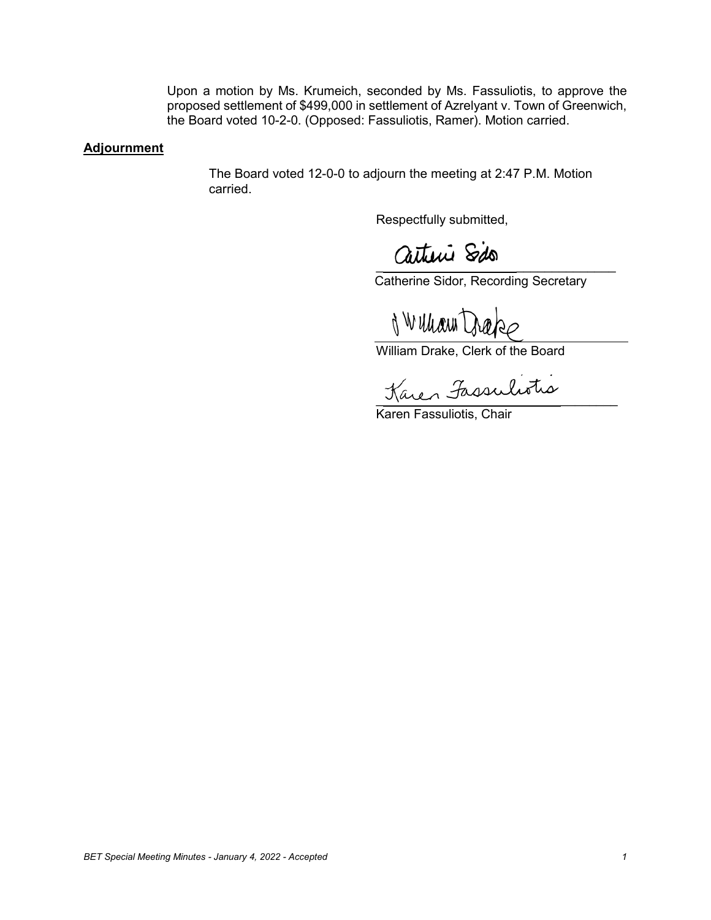Upon a motion by Ms. Krumeich, seconded by Ms. Fassuliotis, to approve the proposed settlement of $499,000 in settlement of Azrelyant v. Town of Greenwich, the Board voted 10-2-0. (Opposed: Fassuliotis, Ramer). Motion carried.

**Adjournment**

The Board voted 12-0-0 to adjourn the meeting at 2:47 P.M. Motion carried.

Respectfully submitted,

Catherine Sidor, Recording Secretary

William Drake, Clerk of the Board

Karen Fassuliotis, Chair